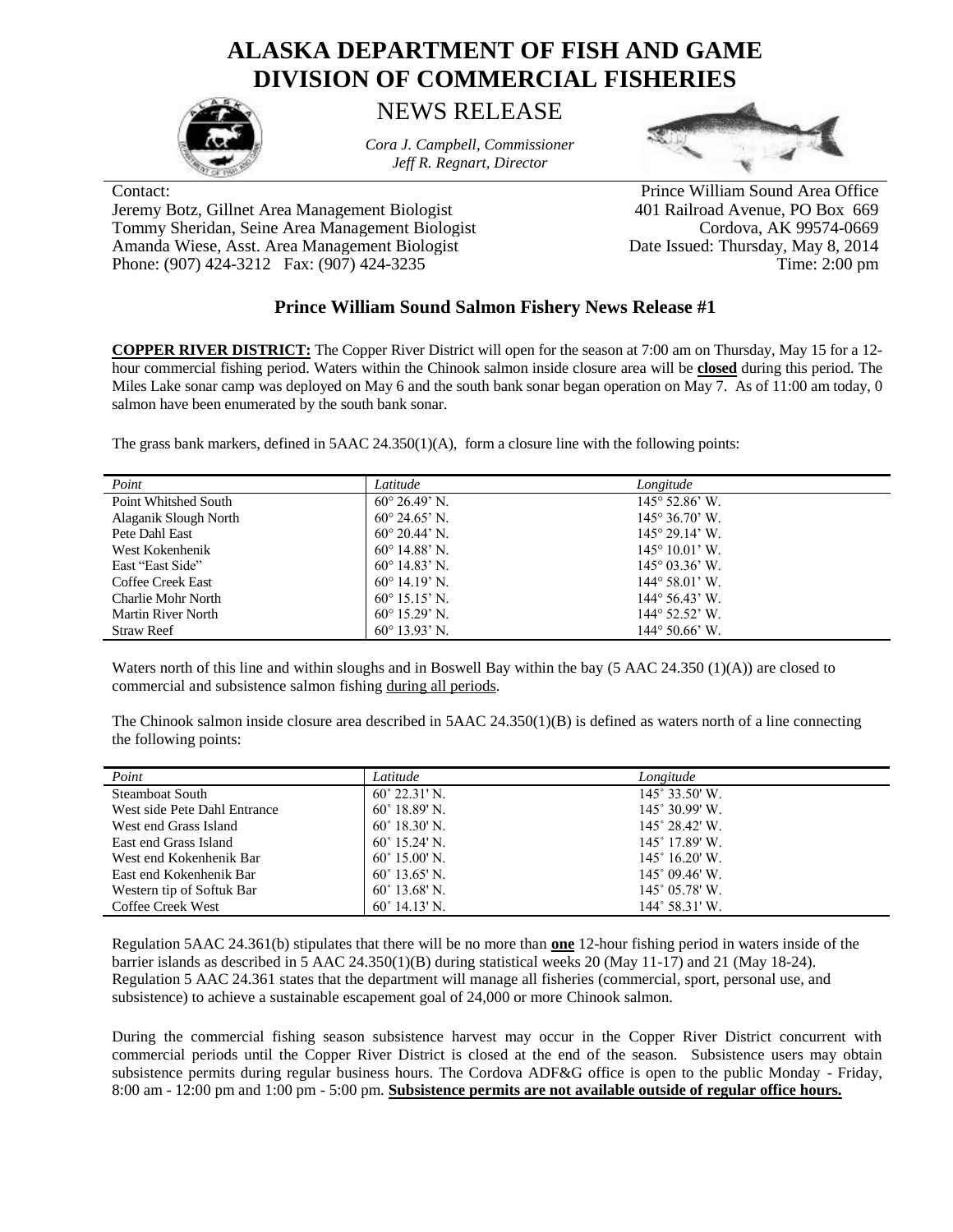# ALASKA DEPARTMENT OF FISH AND GAME
# DIVISION OF COMMERCIAL FISHERIES

## NEWS RELEASE

*Cora J. Campbell, Commissioner*
*Jeff R. Regnart, Director*

Contact:
Jeremy Botz, Gillnet Area Management Biologist
Tommy Sheridan, Seine Area Management Biologist
Amanda Wiese, Asst. Area Management Biologist
Phone: (907) 424-3212 Fax: (907) 424-3235

Prince William Sound Area Office
401 Railroad Avenue, PO Box 669
Cordova, AK 99574-0669
Date Issued: Thursday, May 8, 2014
Time: 2:00 pm

### Prince William Sound Salmon Fishery News Release #1

**COPPER RIVER DISTRICT:** The Copper River District will open for the season at 7:00 am on Thursday, May 15 for a 12-hour commercial fishing period. Waters within the Chinook salmon inside closure area will be **closed** during this period. The Miles Lake sonar camp was deployed on May 6 and the south bank sonar began operation on May 7. As of 11:00 am today, 0 salmon have been enumerated by the south bank sonar.

The grass bank markers, defined in 5AAC 24.350(1)(A), form a closure line with the following points:

| *Point* | *Latitude* | *Longitude* |
|---|---|---|
| Point Whitshed South | 60° 26.49' N. | 145° 52.86' W. |
| Alaganik Slough North | 60° 24.65' N. | 145° 36.70' W. |
| Pete Dahl East | 60° 20.44' N. | 145° 29.14' W. |
| West Kokenhenik | 60° 14.88' N. | 145° 10.01' W. |
| East "East Side" | 60° 14.83' N. | 145° 03.36' W. |
| Coffee Creek East | 60° 14.19' N. | 144° 58.01' W. |
| Charlie Mohr North | 60° 15.15' N. | 144° 56.43' W. |
| Martin River North | 60° 15.29' N. | 144° 52.52' W. |
| Straw Reef | 60° 13.93' N. | 144° 50.66' W. |

Waters north of this line and within sloughs and in Boswell Bay within the bay (5 AAC 24.350 (1)(A)) are closed to commercial and subsistence salmon fishing <u>during all periods</u>.

The Chinook salmon inside closure area described in 5AAC 24.350(1)(B) is defined as waters north of a line connecting the following points:

| *Point* | *Latitude* | *Longitude* |
|---|---|---|
| Steamboat South | 60˚ 22.31' N. | 145˚ 33.50' W. |
| West side Pete Dahl Entrance | 60˚ 18.89' N. | 145˚ 30.99' W. |
| West end Grass Island | 60˚ 18.30' N. | 145˚ 28.42' W. |
| East end Grass Island | 60˚ 15.24' N. | 145˚ 17.89' W. |
| West end Kokenhenik Bar | 60˚ 15.00' N. | 145˚ 16.20' W. |
| East end Kokenhenik Bar | 60˚ 13.65' N. | 145˚ 09.46' W. |
| Western tip of Softuk Bar | 60˚ 13.68' N. | 145˚ 05.78' W. |
| Coffee Creek West | 60˚ 14.13' N. | 144˚ 58.31' W. |

Regulation 5AAC 24.361(b) stipulates that there will be no more than **<u>one</u>** 12-hour fishing period in waters inside of the barrier islands as described in 5 AAC 24.350(1)(B) during statistical weeks 20 (May 11-17) and 21 (May 18-24). Regulation 5 AAC 24.361 states that the department will manage all fisheries (commercial, sport, personal use, and subsistence) to achieve a sustainable escapement goal of 24,000 or more Chinook salmon.

During the commercial fishing season subsistence harvest may occur in the Copper River District concurrent with commercial periods until the Copper River District is closed at the end of the season. Subsistence users may obtain subsistence permits during regular business hours. The Cordova ADF&G office is open to the public Monday - Friday, 8:00 am - 12:00 pm and 1:00 pm - 5:00 pm. **<u>Subsistence permits are not available outside of regular office hours.</u>**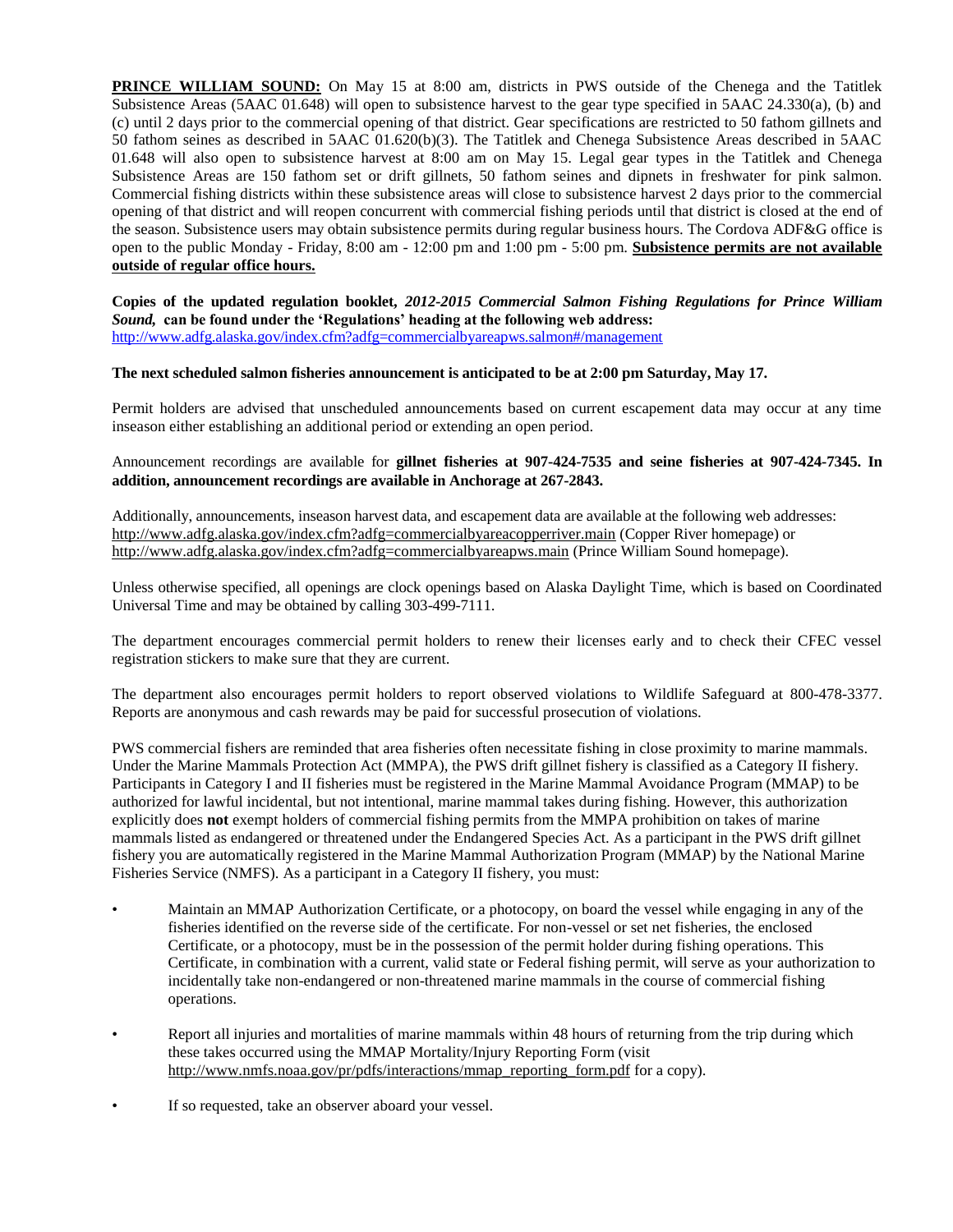**PRINCE WILLIAM SOUND:** On May 15 at 8:00 am, districts in PWS outside of the Chenega and the Tatitlek Subsistence Areas (5AAC 01.648) will open to subsistence harvest to the gear type specified in 5AAC 24.330(a), (b) and (c) until 2 days prior to the commercial opening of that district. Gear specifications are restricted to 50 fathom gillnets and 50 fathom seines as described in 5AAC 01.620(b)(3). The Tatitlek and Chenega Subsistence Areas described in 5AAC 01.648 will also open to subsistence harvest at 8:00 am on May 15. Legal gear types in the Tatitlek and Chenega Subsistence Areas are 150 fathom set or drift gillnets, 50 fathom seines and dipnets in freshwater for pink salmon. Commercial fishing districts within these subsistence areas will close to subsistence harvest 2 days prior to the commercial opening of that district and will reopen concurrent with commercial fishing periods until that district is closed at the end of the season. Subsistence users may obtain subsistence permits during regular business hours. The Cordova ADF&G office is open to the public Monday - Friday, 8:00 am - 12:00 pm and 1:00 pm - 5:00 pm. **Subsistence permits are not available outside of regular office hours.**

**Copies of the updated regulation booklet,** ***2012-2015 Commercial Salmon Fishing Regulations for Prince William Sound,*** **can be found under the 'Regulations' heading at the following web address:**
http://www.adfg.alaska.gov/index.cfm?adfg=commercialbyareapws.salmon#/management

**The next scheduled salmon fisheries announcement is anticipated to be at 2:00 pm Saturday, May 17.**

Permit holders are advised that unscheduled announcements based on current escapement data may occur at any time inseason either establishing an additional period or extending an open period.

Announcement recordings are available for **gillnet fisheries at 907-424-7535 and seine fisheries at 907-424-7345. In addition, announcement recordings are available in Anchorage at 267-2843.**

Additionally, announcements, inseason harvest data, and escapement data are available at the following web addresses:
http://www.adfg.alaska.gov/index.cfm?adfg=commercialbyareacopperriver.main (Copper River homepage) or
http://www.adfg.alaska.gov/index.cfm?adfg=commercialbyareapws.main (Prince William Sound homepage).

Unless otherwise specified, all openings are clock openings based on Alaska Daylight Time, which is based on Coordinated Universal Time and may be obtained by calling 303-499-7111.

The department encourages commercial permit holders to renew their licenses early and to check their CFEC vessel registration stickers to make sure that they are current.

The department also encourages permit holders to report observed violations to Wildlife Safeguard at 800-478-3377. Reports are anonymous and cash rewards may be paid for successful prosecution of violations.

PWS commercial fishers are reminded that area fisheries often necessitate fishing in close proximity to marine mammals. Under the Marine Mammals Protection Act (MMPA), the PWS drift gillnet fishery is classified as a Category II fishery. Participants in Category I and II fisheries must be registered in the Marine Mammal Avoidance Program (MMAP) to be authorized for lawful incidental, but not intentional, marine mammal takes during fishing. However, this authorization explicitly does **not** exempt holders of commercial fishing permits from the MMPA prohibition on takes of marine mammals listed as endangered or threatened under the Endangered Species Act. As a participant in the PWS drift gillnet fishery you are automatically registered in the Marine Mammal Authorization Program (MMAP) by the National Marine Fisheries Service (NMFS). As a participant in a Category II fishery, you must:

- Maintain an MMAP Authorization Certificate, or a photocopy, on board the vessel while engaging in any of the fisheries identified on the reverse side of the certificate. For non-vessel or set net fisheries, the enclosed Certificate, or a photocopy, must be in the possession of the permit holder during fishing operations. This Certificate, in combination with a current, valid state or Federal fishing permit, will serve as your authorization to incidentally take non-endangered or non-threatened marine mammals in the course of commercial fishing operations.
- Report all injuries and mortalities of marine mammals within 48 hours of returning from the trip during which these takes occurred using the MMAP Mortality/Injury Reporting Form (visit http://www.nmfs.noaa.gov/pr/pdfs/interactions/mmap_reporting_form.pdf for a copy).
- If so requested, take an observer aboard your vessel.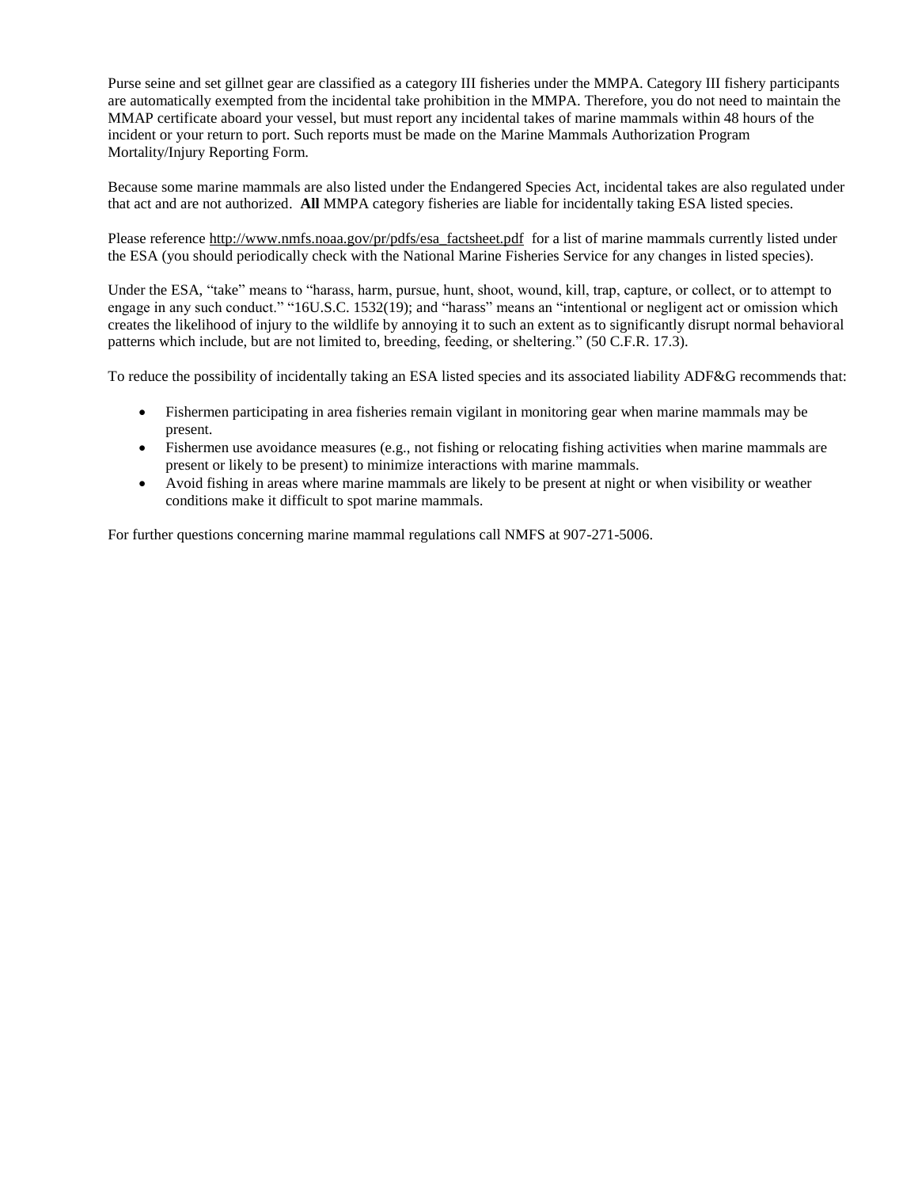Purse seine and set gillnet gear are classified as a category III fisheries under the MMPA. Category III fishery participants are automatically exempted from the incidental take prohibition in the MMPA. Therefore, you do not need to maintain the MMAP certificate aboard your vessel, but must report any incidental takes of marine mammals within 48 hours of the incident or your return to port. Such reports must be made on the Marine Mammals Authorization Program Mortality/Injury Reporting Form.

Because some marine mammals are also listed under the Endangered Species Act, incidental takes are also regulated under that act and are not authorized. **All** MMPA category fisheries are liable for incidentally taking ESA listed species.

Please reference http://www.nmfs.noaa.gov/pr/pdfs/esa_factsheet.pdf for a list of marine mammals currently listed under the ESA (you should periodically check with the National Marine Fisheries Service for any changes in listed species).

Under the ESA, "take" means to "harass, harm, pursue, hunt, shoot, wound, kill, trap, capture, or collect, or to attempt to engage in any such conduct." "16U.S.C. 1532(19); and "harass" means an "intentional or negligent act or omission which creates the likelihood of injury to the wildlife by annoying it to such an extent as to significantly disrupt normal behavioral patterns which include, but are not limited to, breeding, feeding, or sheltering." (50 C.F.R. 17.3).

To reduce the possibility of incidentally taking an ESA listed species and its associated liability ADF&G recommends that:

- Fishermen participating in area fisheries remain vigilant in monitoring gear when marine mammals may be present.
- Fishermen use avoidance measures (e.g., not fishing or relocating fishing activities when marine mammals are present or likely to be present) to minimize interactions with marine mammals.
- Avoid fishing in areas where marine mammals are likely to be present at night or when visibility or weather conditions make it difficult to spot marine mammals.

For further questions concerning marine mammal regulations call NMFS at 907-271-5006.